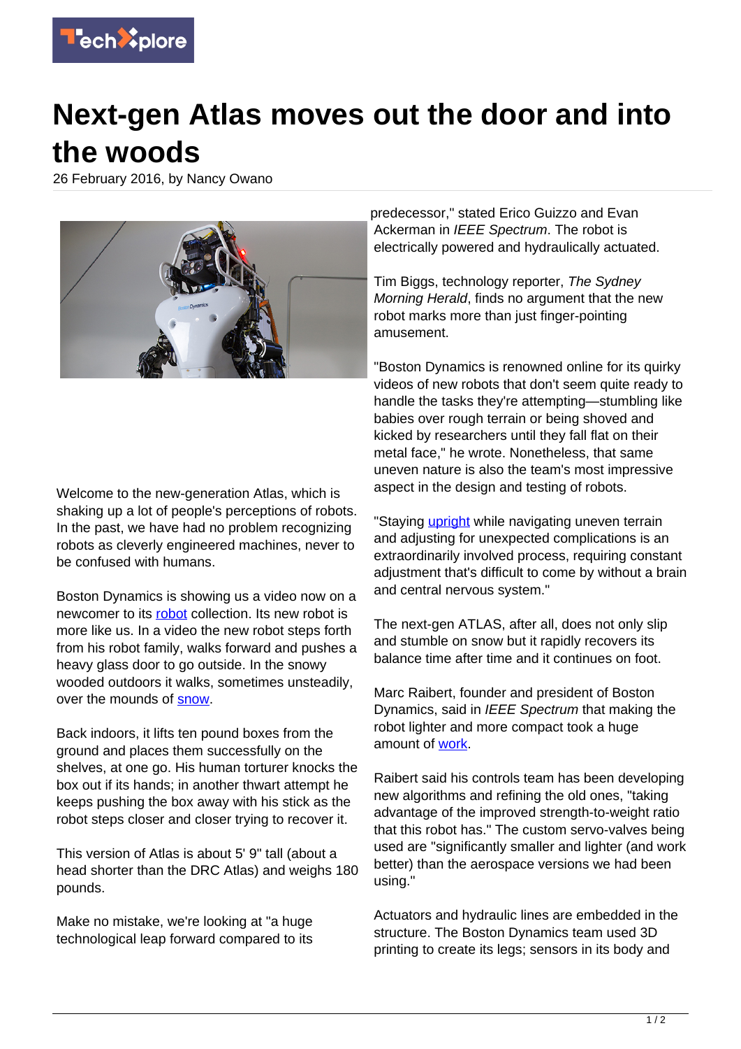# Next-gen Atlas moves out the door and into the woods

26 February 2016, by Nancy Owano

Welcome to the new-generation Atlas, which is shaking up a lot of people's perceptions of robots. In the past, we have had no problem recognizing robots as cleverly engineered machines, never to be confused with humans.

Boston Dynamics is showing us a video now on a newcomer to its robot collection. Its new robot is more like us. In a video the new robot steps forth from his robot family, walks forward and pushes a heavy glass door to go outside. In the snowy wooded outdoors it walks, sometimes unsteadily, over the mounds of snow.

Back indoors, it lifts ten pound boxes from the ground and places them successfully on the shelves, at one go. His human torturer knocks the box out if its hands; in another thwart attempt he keeps pushing the box away with his stick as the robot steps closer and closer trying to recover it.

This version of Atlas is about 5' 9" tall (about a head shorter than the DRC Atlas) and weighs 180 pounds.

Make no mistake, we're looking at "a huge technological leap forward compared to its predecessor," stated Erico Guizzo and Evan Ackerman in *IEEE Spectrum*. The robot is electrically powered and hydraulically actuated.

Tim Biggs, technology reporter, *The Sydney Morning Herald*, finds no argument that the new robot marks more than just finger-pointing amusement.

"Boston Dynamics is renowned online for its quirky videos of new robots that don't seem quite ready to handle the tasks they're attempting—stumbling like babies over rough terrain or being shoved and kicked by researchers until they fall flat on their metal face," he wrote. Nonetheless, that same uneven nature is also the team's most impressive aspect in the design and testing of robots.

"Staying upright while navigating uneven terrain and adjusting for unexpected complications is an extraordinarily involved process, requiring constant adjustment that's difficult to come by without a brain and central nervous system."

The next-gen ATLAS, after all, does not only slip and stumble on snow but it rapidly recovers its balance time after time and it continues on foot.

Marc Raibert, founder and president of Boston Dynamics, said in *IEEE Spectrum* that making the robot lighter and more compact took a huge amount of work.

Raibert said his controls team has been developing new algorithms and refining the old ones, "taking advantage of the improved strength-to-weight ratio that this robot has." The custom servo-valves being used are "significantly smaller and lighter (and work better) than the aerospace versions we had been using."

Actuators and hydraulic lines are embedded in the structure. The Boston Dynamics team used 3D printing to create its legs; sensors in its body and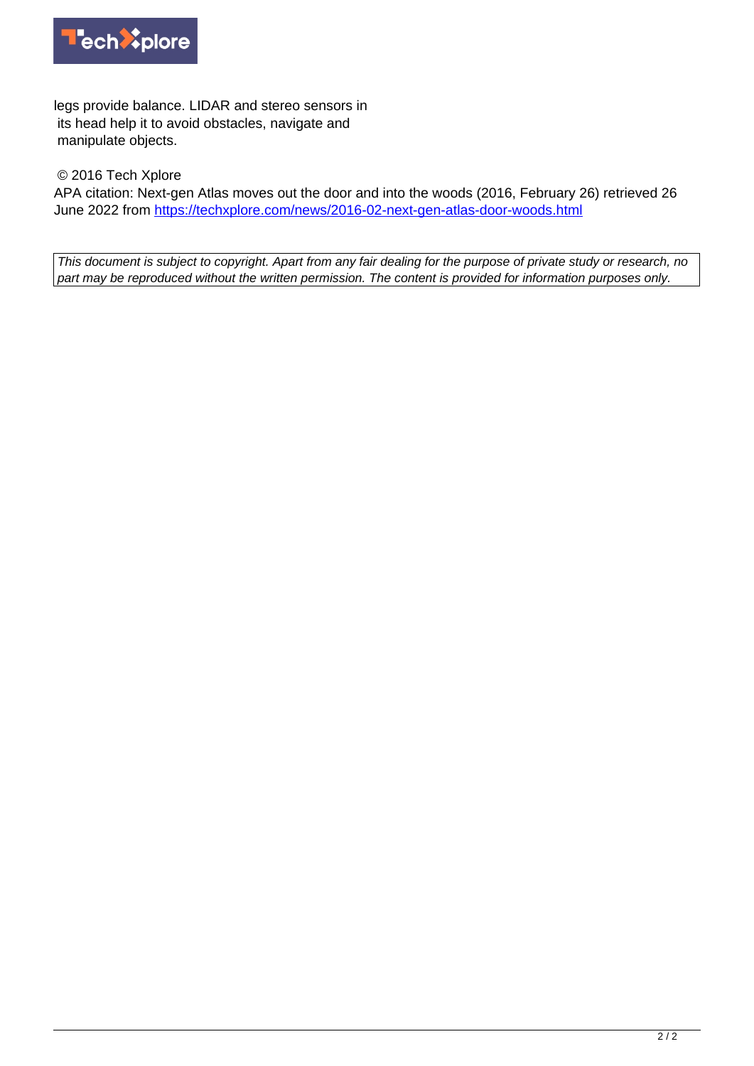legs provide balance. LIDAR and stereo sensors in its head help it to avoid obstacles, navigate and manipulate objects.

© 2016 Tech Xplore

APA citation: Next-gen Atlas moves out the door and into the woods (2016, February 26) retrieved 26 June 2022 from https://techxplore.com/news/2016-02-next-gen-atlas-door-woods.html

*This document is subject to copyright. Apart from any fair dealing for the purpose of private study or research, no part may be reproduced without the written permission. The content is provided for information purposes only.*